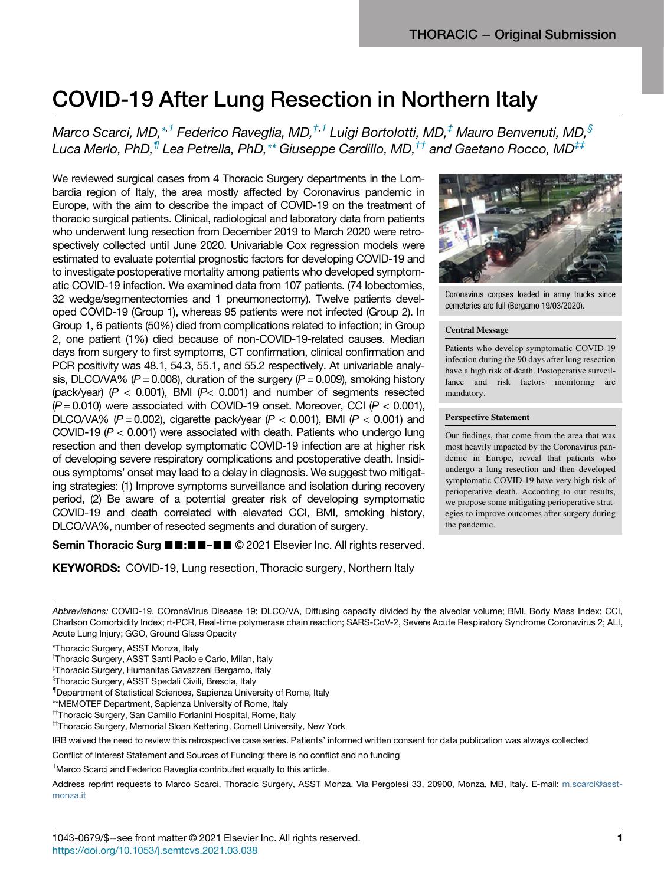# COVID-19 After Lung Resection in Northern Italy

*Marco Scarci, MD,*[*,1] *Federico Raveglia, MD,*[†,1] *Luigi Bortolotti, MD,*[‡] *Mauro Benvenuti, MD,*[§] *Luca Merlo, PhD,*[¶] *Lea Petrella, PhD,*[**] *Giuseppe Cardillo, MD,*[††] *and Gaetano Rocco, MD*[‡‡]

We reviewed surgical cases from 4 Thoracic Surgery departments in the Lombardia region of Italy, the area mostly affected by Coronavirus pandemic in Europe, with the aim to describe the impact of COVID-19 on the treatment of thoracic surgical patients. Clinical, radiological and laboratory data from patients who underwent lung resection from December 2019 to March 2020 were retrospectively collected until June 2020. Univariable Cox regression models were estimated to evaluate potential prognostic factors for developing COVID-19 and to investigate postoperative mortality among patients who developed symptomatic COVID-19 infection. We examined data from 107 patients. (74 lobectomies, 32 wedge/segmentectomies and 1 pneumonectomy). Twelve patients developed COVID-19 (Group 1), whereas 95 patients were not infected (Group 2). In Group 1, 6 patients (50%) died from complications related to infection; in Group 2, one patient (1%) died because of non-COVID-19-related cause**s**. Median days from surgery to first symptoms, CT confirmation, clinical confirmation and PCR positivity was 48.1, 54.3, 55.1, and 55.2 respectively. At univariable analysis, DLCO/VA% ($P = 0.008$), duration of the surgery ($P = 0.009$), smoking history (pack/year) ($P < 0.001$), BMI ($P < 0.001$) and number of segments resected ($P = 0.010$) were associated with COVID-19 onset. Moreover, CCI ($P < 0.001$), DLCO/VA% ($P = 0.002$), cigarette pack/year ($P < 0.001$), BMI ($P < 0.001$) and COVID-19 ($P < 0.001$) were associated with death. Patients who undergo lung resection and then develop symptomatic COVID-19 infection are at higher risk of developing severe respiratory complications and postoperative death. Insidious symptoms' onset may lead to a delay in diagnosis. We suggest two mitigating strategies: (1) Improve symptoms surveillance and isolation during recovery period, (2) Be aware of a potential greater risk of developing symptomatic COVID-19 and death correlated with elevated CCI, BMI, smoking history, DLCO/VA%, number of resected segments and duration of surgery.

**Semin Thoracic Surg ■■:■■–■■** © 2021 Elsevier Inc. All rights reserved.

**KEYWORDS:** COVID-19, Lung resection, Thoracic surgery, Northern Italy

Coronavirus corpses loaded in army trucks since cemeteries are full (Bergamo 19/03/2020).

**Central Message**

Patients who develop symptomatic COVID-19 infection during the 90 days after lung resection have a high risk of death. Postoperative surveillance and risk factors monitoring are mandatory.

**Perspective Statement**

Our findings, that come from the area that was most heavily impacted by the Coronavirus pandemic in Europe**,** reveal that patients who undergo a lung resection and then developed symptomatic COVID-19 have very high risk of perioperative death. According to our results, we propose some mitigating perioperative strategies to improve outcomes after surgery during the pandemic.

*Abbreviations:* COVID-19, COronaVIrus Disease 19; DLCO/VA, Diffusing capacity divided by the alveolar volume; BMI, Body Mass Index; CCI, Charlson Comorbidity Index; rt-PCR, Real-time polymerase chain reaction; SARS-CoV-2, Severe Acute Respiratory Syndrome Coronavirus 2; ALI, Acute Lung Injury; GGO, Ground Glass Opacity

[*] Thoracic Surgery, ASST Monza, Italy
[†] Thoracic Surgery, ASST Santi Paolo e Carlo, Milan, Italy
[‡] Thoracic Surgery, Humanitas Gavazzeni Bergamo, Italy
[§] Thoracic Surgery, ASST Spedali Civili, Brescia, Italy
[¶] Department of Statistical Sciences, Sapienza University of Rome, Italy
[**] MEMOTEF Department, Sapienza University of Rome, Italy
[††] Thoracic Surgery, San Camillo Forlanini Hospital, Rome, Italy
[‡‡] Thoracic Surgery, Memorial Sloan Kettering, Cornell University, New York

IRB waived the need to review this retrospective case series. Patients' informed written consent for data publication was always collected

Conflict of Interest Statement and Sources of Funding: there is no conflict and no funding

[1] Marco Scarci and Federico Raveglia contributed equally to this article.

Address reprint requests to Marco Scarci, Thoracic Surgery, ASST Monza, Via Pergolesi 33, 20900, Monza, MB, Italy. E-mail: m.scarci@asst-monza.it

1043-0679/$—see front matter © 2021 Elsevier Inc. All rights reserved.
https://doi.org/10.1053/j.semtcvs.2021.03.038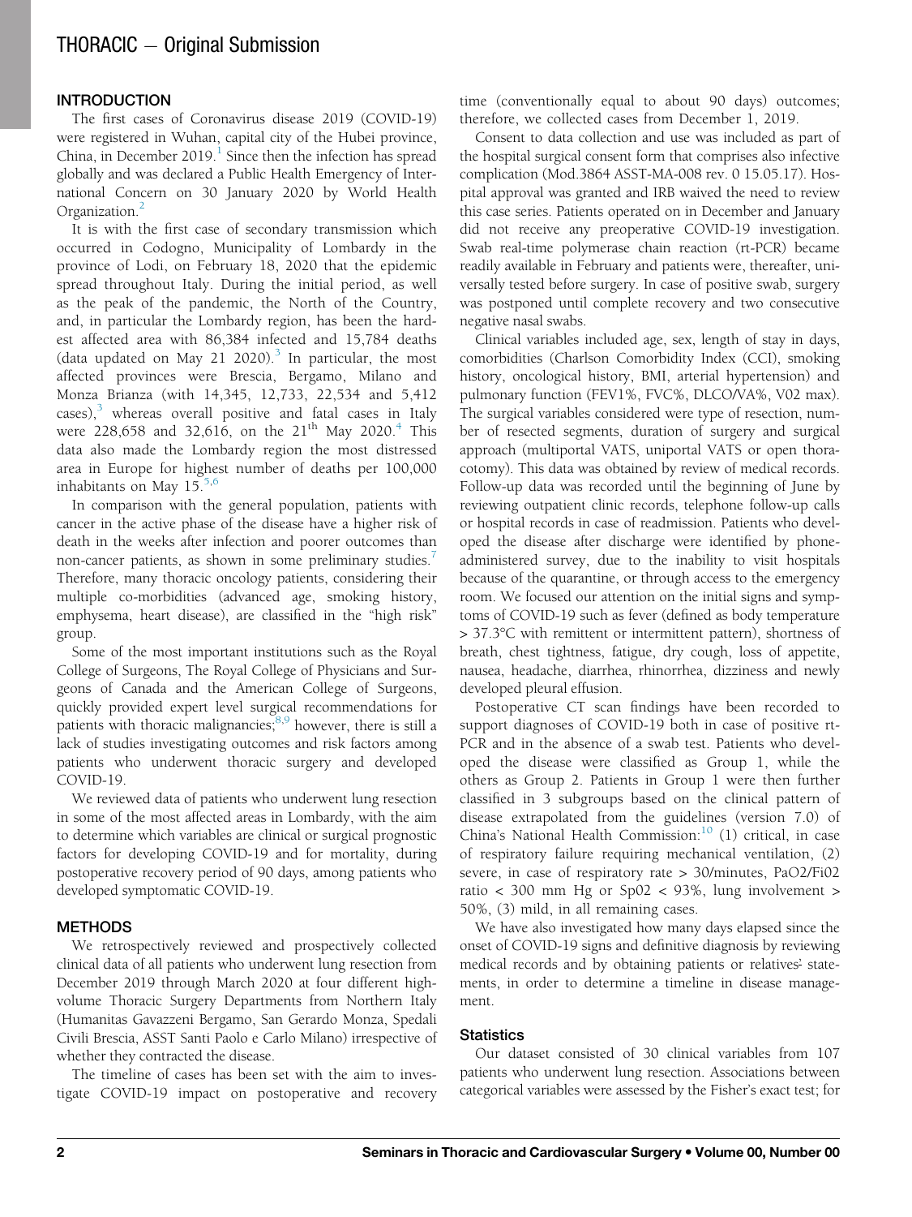## INTRODUCTION

The first cases of Coronavirus disease 2019 (COVID-19) were registered in Wuhan, capital city of the Hubei province, China, in December 2019.[1] Since then the infection has spread globally and was declared a Public Health Emergency of International Concern on 30 January 2020 by World Health Organization.[2]

It is with the first case of secondary transmission which occurred in Codogno, Municipality of Lombardy in the province of Lodi, on February 18, 2020 that the epidemic spread throughout Italy. During the initial period, as well as the peak of the pandemic, the North of the Country, and, in particular the Lombardy region, has been the hardest affected area with 86,384 infected and 15,784 deaths (data updated on May 21 2020).[3] In particular, the most affected provinces were Brescia, Bergamo, Milano and Monza Brianza (with 14,345, 12,733, 22,534 and 5,412 cases),[3] whereas overall positive and fatal cases in Italy were 228,658 and 32,616, on the 21[th] May 2020.[4] This data also made the Lombardy region the most distressed area in Europe for highest number of deaths per 100,000 inhabitants on May 15.[5,6]

In comparison with the general population, patients with cancer in the active phase of the disease have a higher risk of death in the weeks after infection and poorer outcomes than non-cancer patients, as shown in some preliminary studies.[7] Therefore, many thoracic oncology patients, considering their multiple co-morbidities (advanced age, smoking history, emphysema, heart disease), are classified in the "high risk" group.

Some of the most important institutions such as the Royal College of Surgeons, The Royal College of Physicians and Surgeons of Canada and the American College of Surgeons, quickly provided expert level surgical recommendations for patients with thoracic malignancies;[8,9] however, there is still a lack of studies investigating outcomes and risk factors among patients who underwent thoracic surgery and developed COVID-19.

We reviewed data of patients who underwent lung resection in some of the most affected areas in Lombardy, with the aim to determine which variables are clinical or surgical prognostic factors for developing COVID-19 and for mortality, during postoperative recovery period of 90 days, among patients who developed symptomatic COVID-19.

## METHODS

We retrospectively reviewed and prospectively collected clinical data of all patients who underwent lung resection from December 2019 through March 2020 at four different high-volume Thoracic Surgery Departments from Northern Italy (Humanitas Gavazzeni Bergamo, San Gerardo Monza, Spedali Civili Brescia, ASST Santi Paolo e Carlo Milano) irrespective of whether they contracted the disease.

The timeline of cases has been set with the aim to investigate COVID-19 impact on postoperative and recovery time (conventionally equal to about 90 days) outcomes; therefore, we collected cases from December 1, 2019.

Consent to data collection and use was included as part of the hospital surgical consent form that comprises also infective complication (Mod.3864 ASST-MA-008 rev. 0 15.05.17). Hospital approval was granted and IRB waived the need to review this case series. Patients operated on in December and January did not receive any preoperative COVID-19 investigation. Swab real-time polymerase chain reaction (rt-PCR) became readily available in February and patients were, thereafter, universally tested before surgery. In case of positive swab, surgery was postponed until complete recovery and two consecutive negative nasal swabs.

Clinical variables included age, sex, length of stay in days, comorbidities (Charlson Comorbidity Index (CCI), smoking history, oncological history, BMI, arterial hypertension) and pulmonary function (FEV1%, FVC%, DLCO/VA%, V02 max). The surgical variables considered were type of resection, number of resected segments, duration of surgery and surgical approach (multiportal VATS, uniportal VATS or open thoracotomy). This data was obtained by review of medical records. Follow-up data was recorded until the beginning of June by reviewing outpatient clinic records, telephone follow-up calls or hospital records in case of readmission. Patients who developed the disease after discharge were identified by phone-administered survey, due to the inability to visit hospitals because of the quarantine, or through access to the emergency room. We focused our attention on the initial signs and symptoms of COVID-19 such as fever (defined as body temperature > 37.3°C with remittent or intermittent pattern), shortness of breath, chest tightness, fatigue, dry cough, loss of appetite, nausea, headache, diarrhea, rhinorrhea, dizziness and newly developed pleural effusion.

Postoperative CT scan findings have been recorded to support diagnoses of COVID-19 both in case of positive rt-PCR and in the absence of a swab test. Patients who developed the disease were classified as Group 1, while the others as Group 2. Patients in Group 1 were then further classified in 3 subgroups based on the clinical pattern of disease extrapolated from the guidelines (version 7.0) of China's National Health Commission:[10] (1) critical, in case of respiratory failure requiring mechanical ventilation, (2) severe, in case of respiratory rate > 30/minutes, PaO2/Fi02 ratio < 300 mm Hg or Sp02 < 93%, lung involvement > 50%, (3) mild, in all remaining cases.

We have also investigated how many days elapsed since the onset of COVID-19 signs and definitive diagnosis by reviewing medical records and by obtaining patients or relatives' statements, in order to determine a timeline in disease management.

### Statistics

Our dataset consisted of 30 clinical variables from 107 patients who underwent lung resection. Associations between categorical variables were assessed by the Fisher's exact test; for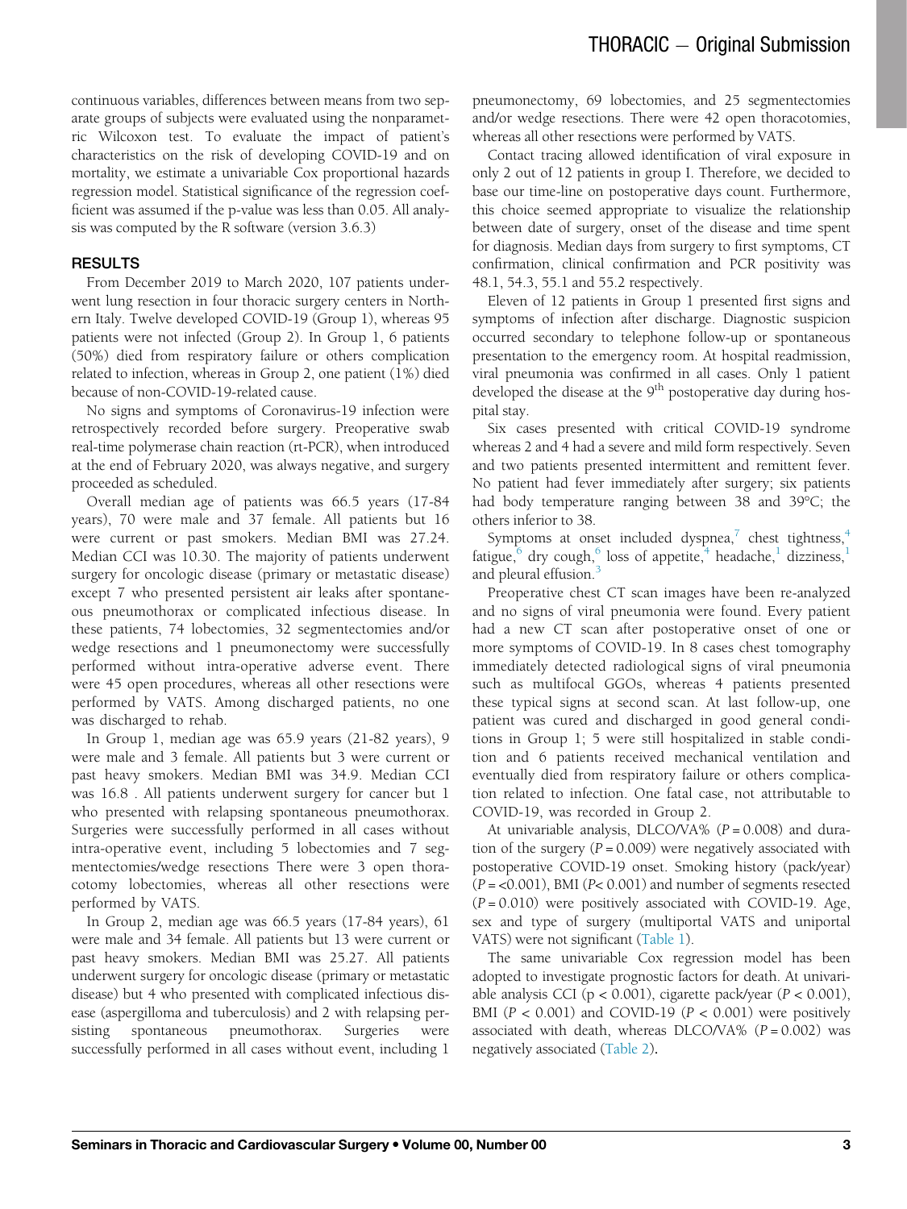continuous variables, differences between means from two separate groups of subjects were evaluated using the nonparametric Wilcoxon test. To evaluate the impact of patient's characteristics on the risk of developing COVID-19 and on mortality, we estimate a univariable Cox proportional hazards regression model. Statistical significance of the regression coefficient was assumed if the p-value was less than 0.05. All analysis was computed by the R software (version 3.6.3)

## RESULTS

From December 2019 to March 2020, 107 patients underwent lung resection in four thoracic surgery centers in Northern Italy. Twelve developed COVID-19 (Group 1), whereas 95 patients were not infected (Group 2). In Group 1, 6 patients (50%) died from respiratory failure or others complication related to infection, whereas in Group 2, one patient (1%) died because of non-COVID-19-related cause.

No signs and symptoms of Coronavirus-19 infection were retrospectively recorded before surgery. Preoperative swab real-time polymerase chain reaction (rt-PCR), when introduced at the end of February 2020, was always negative, and surgery proceeded as scheduled.

Overall median age of patients was 66.5 years (17-84 years), 70 were male and 37 female. All patients but 16 were current or past smokers. Median BMI was 27.24. Median CCI was 10.30. The majority of patients underwent surgery for oncologic disease (primary or metastatic disease) except 7 who presented persistent air leaks after spontaneous pneumothorax or complicated infectious disease. In these patients, 74 lobectomies, 32 segmentectomies and/or wedge resections and 1 pneumonectomy were successfully performed without intra-operative adverse event. There were 45 open procedures, whereas all other resections were performed by VATS. Among discharged patients, no one was discharged to rehab.

In Group 1, median age was 65.9 years (21-82 years), 9 were male and 3 female. All patients but 3 were current or past heavy smokers. Median BMI was 34.9. Median CCI was 16.8 . All patients underwent surgery for cancer but 1 who presented with relapsing spontaneous pneumothorax. Surgeries were successfully performed in all cases without intra-operative event, including 5 lobectomies and 7 segmentectomies/wedge resections There were 3 open thoracotomy lobectomies, whereas all other resections were performed by VATS.

In Group 2, median age was 66.5 years (17-84 years), 61 were male and 34 female. All patients but 13 were current or past heavy smokers. Median BMI was 25.27. All patients underwent surgery for oncologic disease (primary or metastatic disease) but 4 who presented with complicated infectious disease (aspergilloma and tuberculosis) and 2 with relapsing persisting spontaneous pneumothorax. Surgeries were successfully performed in all cases without event, including 1 pneumonectomy, 69 lobectomies, and 25 segmentectomies and/or wedge resections. There were 42 open thoracotomies, whereas all other resections were performed by VATS.

Contact tracing allowed identification of viral exposure in only 2 out of 12 patients in group I. Therefore, we decided to base our time-line on postoperative days count. Furthermore, this choice seemed appropriate to visualize the relationship between date of surgery, onset of the disease and time spent for diagnosis. Median days from surgery to first symptoms, CT confirmation, clinical confirmation and PCR positivity was 48.1, 54.3, 55.1 and 55.2 respectively.

Eleven of 12 patients in Group 1 presented first signs and symptoms of infection after discharge. Diagnostic suspicion occurred secondary to telephone follow-up or spontaneous presentation to the emergency room. At hospital readmission, viral pneumonia was confirmed in all cases. Only 1 patient developed the disease at the 9th postoperative day during hospital stay.

Six cases presented with critical COVID-19 syndrome whereas 2 and 4 had a severe and mild form respectively. Seven and two patients presented intermittent and remittent fever. No patient had fever immediately after surgery; six patients had body temperature ranging between 38 and 39°C; the others inferior to 38.

Symptoms at onset included dyspnea,[7] chest tightness,[4] fatigue,[6] dry cough,[6] loss of appetite,[4] headache,[1] dizziness,[1] and pleural effusion.[3]

Preoperative chest CT scan images have been re-analyzed and no signs of viral pneumonia were found. Every patient had a new CT scan after postoperative onset of one or more symptoms of COVID-19. In 8 cases chest tomography immediately detected radiological signs of viral pneumonia such as multifocal GGOs, whereas 4 patients presented these typical signs at second scan. At last follow-up, one patient was cured and discharged in good general conditions in Group 1; 5 were still hospitalized in stable condition and 6 patients received mechanical ventilation and eventually died from respiratory failure or others complication related to infection. One fatal case, not attributable to COVID-19, was recorded in Group 2.

At univariable analysis, DLCO/VA% ($P = 0.008$) and duration of the surgery ($P = 0.009$) were negatively associated with postoperative COVID-19 onset. Smoking history (pack/year) ($P = <0.001$), BMI ($P < 0.001$) and number of segments resected ($P = 0.010$) were positively associated with COVID-19. Age, sex and type of surgery (multiportal VATS and uniportal VATS) were not significant (Table 1).

The same univariable Cox regression model has been adopted to investigate prognostic factors for death. At univariable analysis CCI ($p < 0.001$), cigarette pack/year ($P < 0.001$), BMI ($P < 0.001$) and COVID-19 ($P < 0.001$) were positively associated with death, whereas DLCO/VA% ($P = 0.002$) was negatively associated (Table 2).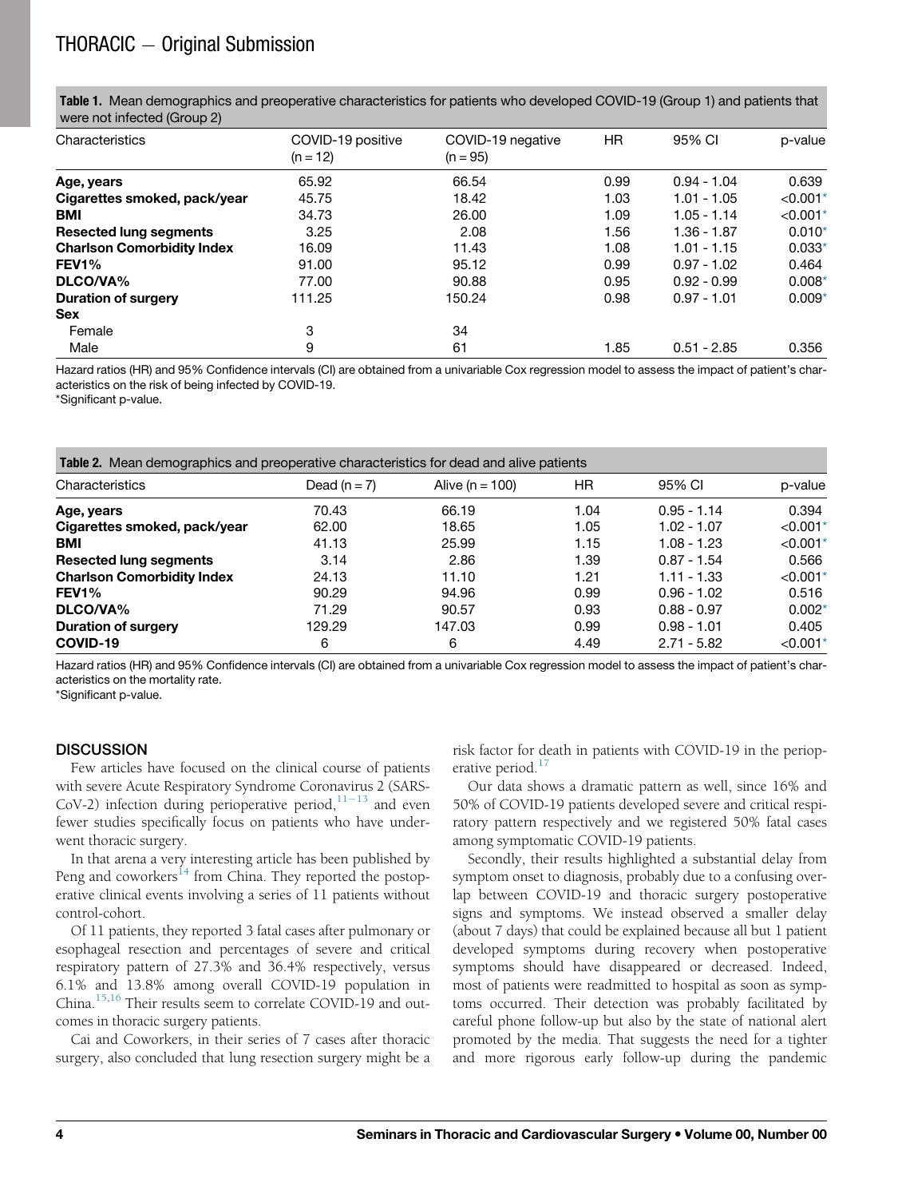**Table 1.** Mean demographics and preoperative characteristics for patients who developed COVID-19 (Group 1) and patients that were not infected (Group 2)

| Characteristics | COVID-19 positive (n = 12) | COVID-19 negative (n = 95) | HR | 95% CI | p-value |
|---|---|---|---|---|---|
| **Age, years** | 65.92 | 66.54 | 0.99 | 0.94 - 1.04 | 0.639 |
| **Cigarettes smoked, pack/year** | 45.75 | 18.42 | 1.03 | 1.01 - 1.05 | <0.001* |
| **BMI** | 34.73 | 26.00 | 1.09 | 1.05 - 1.14 | <0.001* |
| **Resected lung segments** | 3.25 | 2.08 | 1.56 | 1.36 - 1.87 | 0.010* |
| **Charlson Comorbidity Index** | 16.09 | 11.43 | 1.08 | 1.01 - 1.15 | 0.033* |
| **FEV1%** | 91.00 | 95.12 | 0.99 | 0.97 - 1.02 | 0.464 |
| **DLCO/VA%** | 77.00 | 90.88 | 0.95 | 0.92 - 0.99 | 0.008* |
| **Duration of surgery** | 111.25 | 150.24 | 0.98 | 0.97 - 1.01 | 0.009* |
| **Sex** | | | | | |
| Female | 3 | 34 | | | |
| Male | 9 | 61 | 1.85 | 0.51 - 2.85 | 0.356 |

Hazard ratios (HR) and 95% Confidence intervals (CI) are obtained from a univariable Cox regression model to assess the impact of patient's characteristics on the risk of being infected by COVID-19.
*Significant p-value.

**Table 2.** Mean demographics and preoperative characteristics for dead and alive patients

| Characteristics | Dead (n = 7) | Alive (n = 100) | HR | 95% CI | p-value |
|---|---|---|---|---|---|
| **Age, years** | 70.43 | 66.19 | 1.04 | 0.95 - 1.14 | 0.394 |
| **Cigarettes smoked, pack/year** | 62.00 | 18.65 | 1.05 | 1.02 - 1.07 | <0.001* |
| **BMI** | 41.13 | 25.99 | 1.15 | 1.08 - 1.23 | <0.001* |
| **Resected lung segments** | 3.14 | 2.86 | 1.39 | 0.87 - 1.54 | 0.566 |
| **Charlson Comorbidity Index** | 24.13 | 11.10 | 1.21 | 1.11 - 1.33 | <0.001* |
| **FEV1%** | 90.29 | 94.96 | 0.99 | 0.96 - 1.02 | 0.516 |
| **DLCO/VA%** | 71.29 | 90.57 | 0.93 | 0.88 - 0.97 | 0.002* |
| **Duration of surgery** | 129.29 | 147.03 | 0.99 | 0.98 - 1.01 | 0.405 |
| **COVID-19** | 6 | 6 | 4.49 | 2.71 - 5.82 | <0.001* |

Hazard ratios (HR) and 95% Confidence intervals (CI) are obtained from a univariable Cox regression model to assess the impact of patient's characteristics on the mortality rate.
*Significant p-value.

## DISCUSSION

Few articles have focused on the clinical course of patients with severe Acute Respiratory Syndrome Coronavirus 2 (SARS-CoV-2) infection during perioperative period,[11-13] and even fewer studies specifically focus on patients who have underwent thoracic surgery.

In that arena a very interesting article has been published by Peng and coworkers[14] from China. They reported the postoperative clinical events involving a series of 11 patients without control-cohort.

Of 11 patients, they reported 3 fatal cases after pulmonary or esophageal resection and percentages of severe and critical respiratory pattern of 27.3% and 36.4% respectively, versus 6.1% and 13.8% among overall COVID-19 population in China.[15,16] Their results seem to correlate COVID-19 and outcomes in thoracic surgery patients.

Cai and Coworkers, in their series of 7 cases after thoracic surgery, also concluded that lung resection surgery might be a risk factor for death in patients with COVID-19 in the perioperative period.[17]

Our data shows a dramatic pattern as well, since 16% and 50% of COVID-19 patients developed severe and critical respiratory pattern respectively and we registered 50% fatal cases among symptomatic COVID-19 patients.

Secondly, their results highlighted a substantial delay from symptom onset to diagnosis, probably due to a confusing overlap between COVID-19 and thoracic surgery postoperative signs and symptoms. We instead observed a smaller delay (about 7 days) that could be explained because all but 1 patient developed symptoms during recovery when postoperative symptoms should have disappeared or decreased. Indeed, most of patients were readmitted to hospital as soon as symptoms occurred. Their detection was probably facilitated by careful phone follow-up but also by the state of national alert promoted by the media. That suggests the need for a tighter and more rigorous early follow-up during the pandemic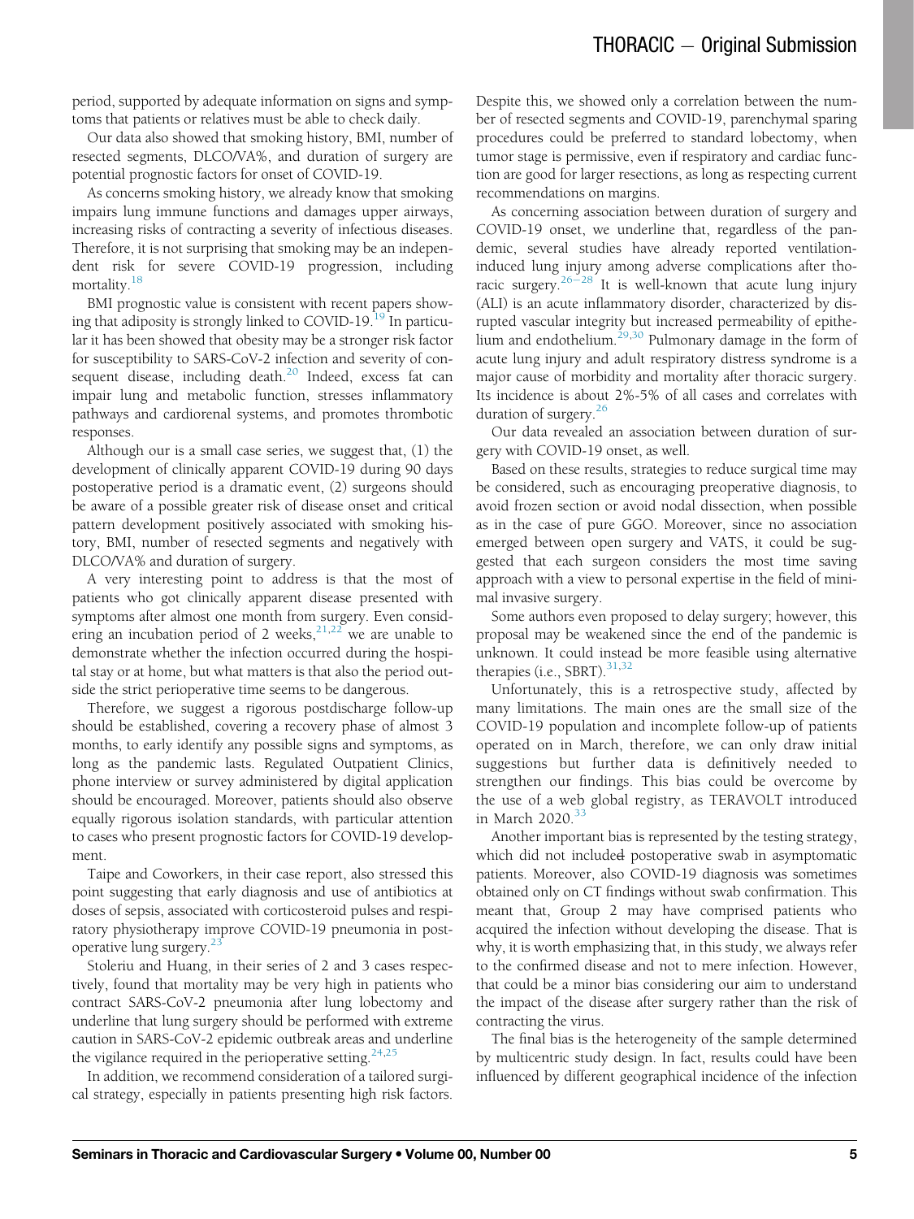period, supported by adequate information on signs and symptoms that patients or relatives must be able to check daily.

Our data also showed that smoking history, BMI, number of resected segments, DLCO/VA%, and duration of surgery are potential prognostic factors for onset of COVID-19.

As concerns smoking history, we already know that smoking impairs lung immune functions and damages upper airways, increasing risks of contracting a severity of infectious diseases. Therefore, it is not surprising that smoking may be an independent risk for severe COVID-19 progression, including mortality.[18]

BMI prognostic value is consistent with recent papers showing that adiposity is strongly linked to COVID-19.[19] In particular it has been showed that obesity may be a stronger risk factor for susceptibility to SARS-CoV-2 infection and severity of consequent disease, including death.[20] Indeed, excess fat can impair lung and metabolic function, stresses inflammatory pathways and cardiorenal systems, and promotes thrombotic responses.

Although our is a small case series, we suggest that, (1) the development of clinically apparent COVID-19 during 90 days postoperative period is a dramatic event, (2) surgeons should be aware of a possible greater risk of disease onset and critical pattern development positively associated with smoking history, BMI, number of resected segments and negatively with DLCO/VA% and duration of surgery.

A very interesting point to address is that the most of patients who got clinically apparent disease presented with symptoms after almost one month from surgery. Even considering an incubation period of 2 weeks,[21,22] we are unable to demonstrate whether the infection occurred during the hospital stay or at home, but what matters is that also the period outside the strict perioperative time seems to be dangerous.

Therefore, we suggest a rigorous postdischarge follow-up should be established, covering a recovery phase of almost 3 months, to early identify any possible signs and symptoms, as long as the pandemic lasts. Regulated Outpatient Clinics, phone interview or survey administered by digital application should be encouraged. Moreover, patients should also observe equally rigorous isolation standards, with particular attention to cases who present prognostic factors for COVID-19 development.

Taipe and Coworkers, in their case report, also stressed this point suggesting that early diagnosis and use of antibiotics at doses of sepsis, associated with corticosteroid pulses and respiratory physiotherapy improve COVID-19 pneumonia in postoperative lung surgery.[23]

Stoleriu and Huang, in their series of 2 and 3 cases respectively, found that mortality may be very high in patients who contract SARS-CoV-2 pneumonia after lung lobectomy and underline that lung surgery should be performed with extreme caution in SARS-CoV-2 epidemic outbreak areas and underline the vigilance required in the perioperative setting.[24,25]

In addition, we recommend consideration of a tailored surgical strategy, especially in patients presenting high risk factors. Despite this, we showed only a correlation between the number of resected segments and COVID-19, parenchymal sparing procedures could be preferred to standard lobectomy, when tumor stage is permissive, even if respiratory and cardiac function are good for larger resections, as long as respecting current recommendations on margins.

As concerning association between duration of surgery and COVID-19 onset, we underline that, regardless of the pandemic, several studies have already reported ventilation-induced lung injury among adverse complications after thoracic surgery.[26–28] It is well-known that acute lung injury (ALI) is an acute inflammatory disorder, characterized by disrupted vascular integrity but increased permeability of epithelium and endothelium.[29,30] Pulmonary damage in the form of acute lung injury and adult respiratory distress syndrome is a major cause of morbidity and mortality after thoracic surgery. Its incidence is about 2%-5% of all cases and correlates with duration of surgery.[26]

Our data revealed an association between duration of surgery with COVID-19 onset, as well.

Based on these results, strategies to reduce surgical time may be considered, such as encouraging preoperative diagnosis, to avoid frozen section or avoid nodal dissection, when possible as in the case of pure GGO. Moreover, since no association emerged between open surgery and VATS, it could be suggested that each surgeon considers the most time saving approach with a view to personal expertise in the field of minimal invasive surgery.

Some authors even proposed to delay surgery; however, this proposal may be weakened since the end of the pandemic is unknown. It could instead be more feasible using alternative therapies (i.e., SBRT).[31,32]

Unfortunately, this is a retrospective study, affected by many limitations. The main ones are the small size of the COVID-19 population and incomplete follow-up of patients operated on in March, therefore, we can only draw initial suggestions but further data is definitively needed to strengthen our findings. This bias could be overcome by the use of a web global registry, as TERAVOLT introduced in March 2020.[33]

Another important bias is represented by the testing strategy, which did not included postoperative swab in asymptomatic patients. Moreover, also COVID-19 diagnosis was sometimes obtained only on CT findings without swab confirmation. This meant that, Group 2 may have comprised patients who acquired the infection without developing the disease. That is why, it is worth emphasizing that, in this study, we always refer to the confirmed disease and not to mere infection. However, that could be a minor bias considering our aim to understand the impact of the disease after surgery rather than the risk of contracting the virus.

The final bias is the heterogeneity of the sample determined by multicentric study design. In fact, results could have been influenced by different geographical incidence of the infection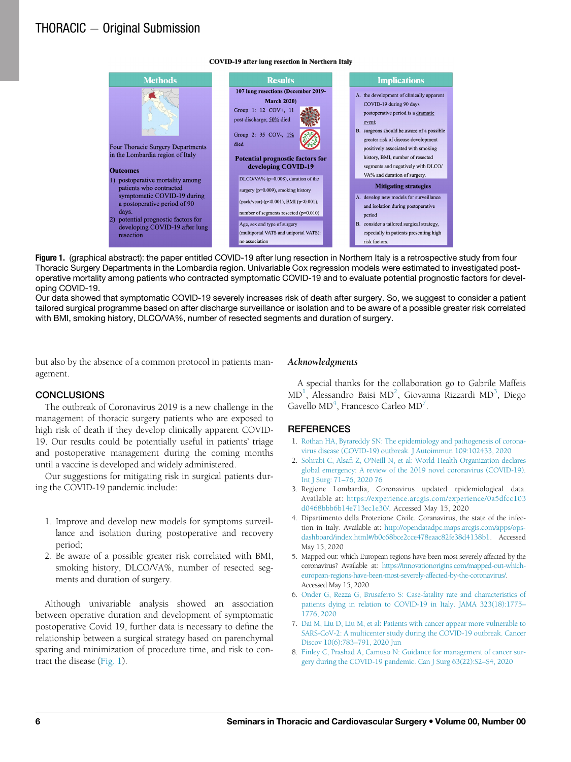COVID-19 after lung resection in Northern Italy

| Methods | Results | Implications |
|---|---|---|
| Four Thoracic Surgery Departments in the Lombardia region of Italy<br><br>**Outcomes**<br>1) postoperative mortality among patients who contracted symptomatic COVID-19 during a postoperative period of 90 days.<br>2) potential prognostic factors for developing COVID-19 after lung resection | **107 lung resections (December 2019-March 2020)**<br>Group 1: 12 COV+, 11 post discharge; 50% died<br>Group 2: 95 COV-, 1% died<br><br>**Potential prognostic factors for developing COVID-19**<br>DLCO/VA% (p=0.008), duration of the surgery (p=0.009), smoking history (pack/year) (p<0.001), BMI (p<0.001), number of segments resected (p=0.010)<br><br>Age, sex and type of surgery (multiportal VATS and uniportal VATS): no association | A. the development of clinically apparent COVID-19 during 90 days postoperative period is a dramatic event;<br>B. surgeons should be aware of a possible greater risk of disease development positively associated with smoking history, BMI, number of resected segments and negatively with DLCO/VA% and duration of surgery.<br><br>**Mitigating strategies**<br>A. develop new models for surveillance and isolation during postoperative period<br>B. consider a tailored surgical strategy, especially in patients presenting high risk factors. |

**Figure 1.** (graphical abstract): the paper entitled COVID-19 after lung resection in Northern Italy is a retrospective study from four Thoracic Surgery Departments in the Lombardia region. Univariable Cox regression models were estimated to investigated post-operative mortality among patients who contracted symptomatic COVID-19 and to evaluate potential prognostic factors for developing COVID-19.
Our data showed that symptomatic COVID-19 severely increases risk of death after surgery. So, we suggest to consider a patient tailored surgical programme based on after discharge surveillance or isolation and to be aware of a possible greater risk correlated with BMI, smoking history, DLCO/VA%, number of resected segments and duration of surgery.

but also by the absence of a common protocol in patients management.

## CONCLUSIONS

The outbreak of Coronavirus 2019 is a new challenge in the management of thoracic surgery patients who are exposed to high risk of death if they develop clinically apparent COVID-19. Our results could be potentially useful in patients' triage and postoperative management during the coming months until a vaccine is developed and widely administered.

Our suggestions for mitigating risk in surgical patients during the COVID-19 pandemic include:

1. Improve and develop new models for symptoms surveillance and isolation during postoperative and recovery period;
2. Be aware of a possible greater risk correlated with BMI, smoking history, DLCO/VA%, number of resected segments and duration of surgery.

Although univariable analysis showed an association between operative duration and development of symptomatic postoperative Covid 19, further data is necessary to define the relationship between a surgical strategy based on parenchymal sparing and minimization of procedure time, and risk to contract the disease (Fig. 1).

### *Acknowledgments*

A special thanks for the collaboration go to Gabrile Maffeis MD[1], Alessandro Baisi MD[2], Giovanna Rizzardi MD[3], Diego Gavello MD[4], Francesco Carleo MD[7].

## REFERENCES

1. Rothan HA, Byrareddy SN: The epidemiology and pathogenesis of coronavirus disease (COVID-19) outbreak. J Autoimmun 109:102433, 2020
2. Sohrabi C, Alsafi Z, O'Neill N, et al: World Health Organization declares global emergency: A review of the 2019 novel coronavirus (COVID-19). Int J Surg: 71–76, 2020 76
3. Regione Lombardia, Coronavirus updated epidemiological data. Available at: https://experience.arcgis.com/experience/0a5dfcc103d0468bbb6b14e713ec1e30/. Accessed May 15, 2020
4. Dipartimento della Protezione Civile. Coranavirus, the state of the infection in Italy. Available at: http://opendatadpc.maps.arcgis.com/apps/ops-dashboard/index.html#/b0c68bce2cce478eaac82fe38d4138b1. Accessed May 15, 2020
5. Mapped out: which European regions have been most severely affected by the coronavirus? Available at: https://innovationorigins.com/mapped-out-which-european-regions-have-been-most-severely-affected-by-the-coronavirus/. Accessed May 15, 2020
6. Onder G, Rezza G, Brusaferro S: Case-fatality rate and characteristics of patients dying in relation to COVID-19 in Italy. JAMA 323(18):1775–1776, 2020
7. Dai M, Liu D, Liu M, et al: Patients with cancer appear more vulnerable to SARS-CoV-2: A multicenter study during the COVID-19 outbreak. Cancer Discov 10(6):783–791, 2020 Jun
8. Finley C, Prashad A, Camuso N: Guidance for management of cancer surgery during the COVID-19 pandemic. Can J Surg 63(22):S2–S4, 2020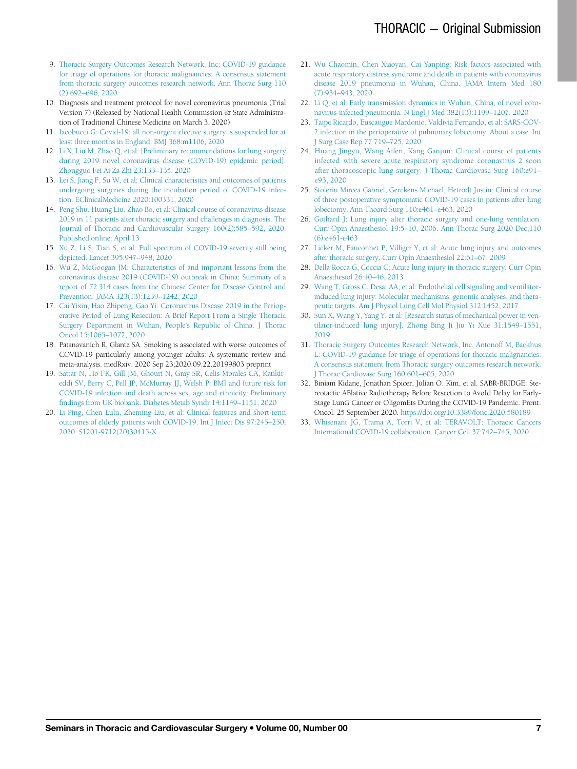9. Thoracic Surgery Outcomes Research Network, Inc: COVID-19 guidance for triage of operations for thoracic malignancies: A consensus statement from thoracic surgery outcomes research network. Ann Thorac Surg 110 (2):692–696, 2020
10. Diagnosis and treatment protocol for novel coronavirus pneumonia (Trial Version 7) (Released by National Health Commission & State Administration of Traditional Chinese Medicine on March 3, 2020)
11. Iacobucci G: Covid-19: all non-urgent elective surgery is suspended for at least three months in England. BMJ 368:m1106, 2020
12. Li X, Liu M, Zhao Q, et al: [Preliminary recommendations for lung surgery during 2019 novel coronavirus disease (COVID-19) epidemic period]. Zhongguo Fei Ai Za Zhi 23:133–135, 2020
13. Lei S, Jiang F, Su W, et al: Clinical characteristics and outcomes of patients undergoing surgeries during the incubation period of COVID-19 infection. EClinicalMedicine 2020:100331, 2020
14. Peng Shu, Huang Liu, Zhao Bo, et al: Clinical course of coronavirus disease 2019 in 11 patients after thoracic surgery and challenges in diagnosis. The Journal of Thoracic and Cardiovascular Surgery 160(2):585–592, 2020. Published online: April 13
15. Xu Z, Li S, Tian S, et al: Full spectrum of COVID-19 severity still being depicted. Lancet 395:947–948, 2020
16. Wu Z, McGoogan JM: Characteristics of and important lessons from the coronavirus disease 2019 (COVID-19) outbreak in China: Summary of a report of 72 314 cases from the Chinese Center for Disease Control and Prevention. JAMA 323(13):1239–1242, 2020
17. Cai Yixin, Hao Zhipeng, Gao Yi: Coronavirus Disease 2019 in the Perioperative Period of Lung Resection: A Brief Report From a Single Thoracic Surgery Department in Wuhan, People's Republic of China. J Thorac Oncol 15:1065–1072, 2020
18. Patanavanich R, Glantz SA. Smoking is associated with worse outcomes of COVID-19 particularly among younger adults: A systematic review and meta-analysis. medRxiv. 2020 Sep 23;2020.09.22.20199803 preprint
19. Sattar N, Ho FK, Gill JM, Ghouri N, Gray SR, Celis-Morales CA, Katikireddi SV, Berry C, Pell JP, McMurray JJ, Welsh P: BMI and future risk for COVID-19 infection and death across sex, age and ethnicity: Preliminary findings from UK biobank. Diabetes Metab Syndr 14:1149–1151, 2020
20. Li Ping, Chen Lulu, Zheming Liu, et al: Clinical features and short-term outcomes of elderly patients with COVID-19. Int J Infect Dis 97:245–250, 2020. S1201-9712(20)30415-X
21. Wu Chaomin, Chen Xiaoyan, Cai Yanping: Risk factors associated with acute respiratory distress syndrome and death in patients with coronavirus disease 2019 pneumonia in Wuhan, China. JAMA Intern Med 180 (7):934–943, 2020
22. Li Q, et al: Early transmission dynamics in Wuhan, China, of novel coronavirus-infected pneumonia. N Engl J Med 382(13):1199–1207, 2020
23. Taipe Ricardo, Euscatigue Mardonio, Valdivia Fernando, et al: SARS-COV-2 infection in the perioperative of pulmonary lobectomy. About a case. Int J Surg Case Rep 77:719–725, 2020
24. Huang Jingyu, Wang Aifen, Kang Ganjun: Clinical course of patients infected with severe acute respiratory syndrome coronavirus 2 soon after thoracoscopic lung surgery. J Thorac Cardiovasc Surg 160:e91–e93, 2020
25. Stoleriu Mircea Gabriel, Gerckens Michael, Hetrodt Justin: Clinical course of three postoperative symptomatic COVID-19 cases in patients after lung lobectomy. Ann Thoard Surg 110:e461–e463, 2020
26. Gothard J: Lung injury after thoracic surgery and one-lung ventilation. Curr Opin Anaesthesiol 19:5–10, 2006. Ann Thorac Surg 2020 Dec;110 (6):e461-e463
27. Licker M, Fauconnet P, Villiger Y, et al: Acute lung injury and outcomes after thoracic surgery. Curr Opin Anaesthesiol 22:61–67, 2009
28. Della Rocca G, Coccia C: Acute lung injury in thoracic surgery. Curr Opin Anaesthesiol 26:40–46, 2013
29. Wang T, Gross C, Desai AA, et al: Endothelial cell signaling and ventilator-induced lung injury: Molecular mechanisms, genomic analyses, and therapeutic targets. Am J Physiol Lung Cell Mol Physiol 312:L452, 2017
30. Sun X, Wang Y, Yang Y, et al: [Research status of mechanical power in ventilator-induced lung injury]. Zhong Bing Ji Jiu Yi Xue 31:1549–1551, 2019
31. Thoracic Surgery Outcomes Research Network, Inc, Antonoff M, Backhus L: COVID-19 guidance for triage of operations for thoracic malignancies: A consensus statement from Thoracic surgery outcomes research network. J Thorac Cardiovasc Surg 160:601–605, 2020
32. Biniam Kidane, Jonathan Spicer, Julian O. Kim, et al. SABR-BRIDGE: Stereotactic ABlative Radiotherapy Before Resection to AvoId Delay for Early-Stage LunG Cancer or OligomEts During the COVID-19 Pandemic. Front. Oncol. 25 September 2020. https://doi.org/10.3389/fonc.2020.580189
33. Whisenant JG, Trama A, Torri V, et al: TERAVOLT: Thoracic Cancers International COVID-19 collaboration. Cancer Cell 37:742–745, 2020